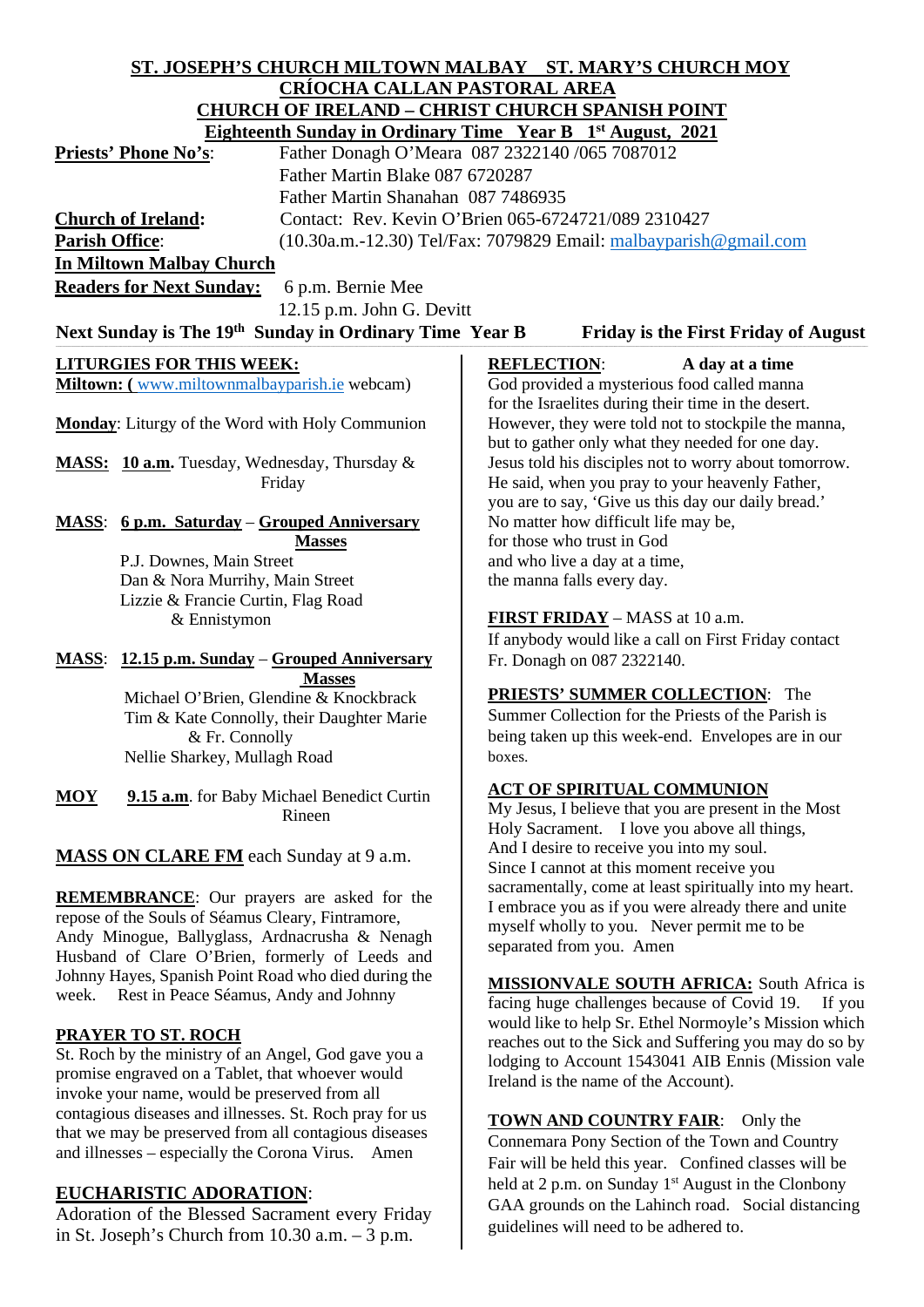# ST. JOSEPH'S CHURCH MILTOWN MALBAY ST. MARY'S CHURCH MOY
## CRÍOCHA CALLAN PASTORAL AREA
## CHURCH OF IRELAND – CHRIST CHURCH SPANISH POINT
### Eighteenth Sunday in Ordinary Time Year B 1st August, 2021

**Priests' Phone No's**: Father Donagh O'Meara 087 2322140 /065 7087012
Father Martin Blake 087 6720287
Father Martin Shanahan 087 7486935

**Church of Ireland:** Contact: Rev. Kevin O'Brien 065-6724721/089 2310427

**Parish Office**: (10.30a.m.-12.30) Tel/Fax: 7079829 Email: malbayparish@gmail.com

**In Miltown Malbay Church**

**Readers for Next Sunday:** 6 p.m. Bernie Mee
12.15 p.m. John G. Devitt

**Next Sunday is The 19th Sunday in Ordinary Time Year B** **Friday is the First Friday of August**

**LITURGIES FOR THIS WEEK:**

**Miltown: (** www.miltownmalbayparish.ie webcam)

**Monday**: Liturgy of the Word with Holy Communion

**MASS: 10 a.m.** Tuesday, Wednesday, Thursday & Friday

**MASS**: **6 p.m. Saturday** – **Grouped Anniversary Masses**
P.J. Downes, Main Street
Dan & Nora Murrihy, Main Street
Lizzie & Francie Curtin, Flag Road & Ennistymon

**MASS**: **12.15 p.m. Sunday** – **Grouped Anniversary Masses**
Michael O'Brien, Glendine & Knockbrack
Tim & Kate Connolly, their Daughter Marie & Fr. Connolly
Nellie Sharkey, Mullagh Road

**MOY** **9.15 a.m**. for Baby Michael Benedict Curtin Rineen

**MASS ON CLARE FM** each Sunday at 9 a.m.

**REMEMBRANCE**: Our prayers are asked for the repose of the Souls of Séamus Cleary, Fintramore, Andy Minogue, Ballyglass, Ardnacrusha & Nenagh Husband of Clare O'Brien, formerly of Leeds and Johnny Hayes, Spanish Point Road who died during the week. Rest in Peace Séamus, Andy and Johnny

**PRAYER TO ST. ROCH**

St. Roch by the ministry of an Angel, God gave you a promise engraved on a Tablet, that whoever would invoke your name, would be preserved from all contagious diseases and illnesses. St. Roch pray for us that we may be preserved from all contagious diseases and illnesses – especially the Corona Virus. Amen

**EUCHARISTIC ADORATION**:

Adoration of the Blessed Sacrament every Friday in St. Joseph's Church from 10.30 a.m. – 3 p.m.

**REFLECTION**: **A day at a time**

God provided a mysterious food called manna
for the Israelites during their time in the desert.
However, they were told not to stockpile the manna,
but to gather only what they needed for one day.
Jesus told his disciples not to worry about tomorrow.
He said, when you pray to your heavenly Father,
you are to say, 'Give us this day our daily bread.'
No matter how difficult life may be,
for those who trust in God
and who live a day at a time,
the manna falls every day.

**FIRST FRIDAY** – MASS at 10 a.m.
If anybody would like a call on First Friday contact Fr. Donagh on 087 2322140.

**PRIESTS' SUMMER COLLECTION**: The Summer Collection for the Priests of the Parish is being taken up this week-end. Envelopes are in our boxes.

**ACT OF SPIRITUAL COMMUNION**

My Jesus, I believe that you are present in the Most Holy Sacrament. I love you above all things, And I desire to receive you into my soul. Since I cannot at this moment receive you sacramentally, come at least spiritually into my heart. I embrace you as if you were already there and unite myself wholly to you. Never permit me to be separated from you. Amen

**MISSIONVALE SOUTH AFRICA:** South Africa is facing huge challenges because of Covid 19. If you would like to help Sr. Ethel Normoyle's Mission which reaches out to the Sick and Suffering you may do so by lodging to Account 1543041 AIB Ennis (Mission vale Ireland is the name of the Account).

**TOWN AND COUNTRY FAIR**: Only the Connemara Pony Section of the Town and Country Fair will be held this year. Confined classes will be held at 2 p.m. on Sunday 1st August in the Clonbony GAA grounds on the Lahinch road. Social distancing guidelines will need to be adhered to.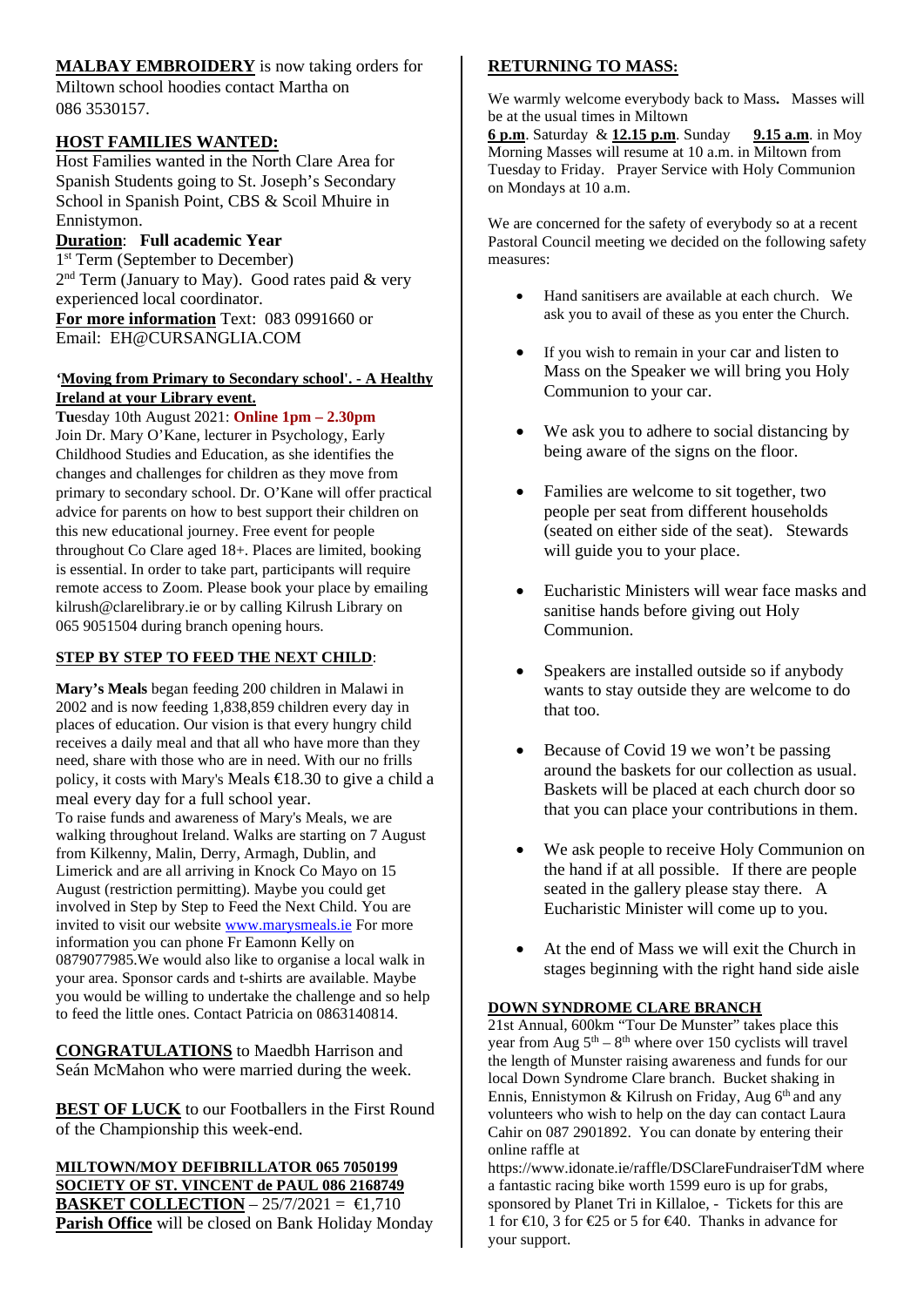**MALBAY EMBROIDERY** is now taking orders for Miltown school hoodies contact Martha on 086 3530157.

## HOST FAMILIES WANTED:

Host Families wanted in the North Clare Area for Spanish Students going to St. Joseph's Secondary School in Spanish Point, CBS & Scoil Mhuire in Ennistymon.

**Duration**: **Full academic Year**

1st Term (September to December)

2nd Term (January to May). Good rates paid & very experienced local coordinator.

**For more information** Text: 083 0991660 or Email: EH@CURSANGLIA.COM

### 'Moving from Primary to Secondary school'. - A Healthy Ireland at your Library event.

**Tu**esday 10th August 2021: **Online 1pm – 2.30pm**

Join Dr. Mary O'Kane, lecturer in Psychology, Early Childhood Studies and Education, as she identifies the changes and challenges for children as they move from primary to secondary school. Dr. O'Kane will offer practical advice for parents on how to best support their children on this new educational journey. Free event for people throughout Co Clare aged 18+. Places are limited, booking is essential. In order to take part, participants will require remote access to Zoom. Please book your place by emailing kilrush@clarelibrary.ie or by calling Kilrush Library on 065 9051504 during branch opening hours.

### STEP BY STEP TO FEED THE NEXT CHILD:

**Mary's Meals** began feeding 200 children in Malawi in 2002 and is now feeding 1,838,859 children every day in places of education. Our vision is that every hungry child receives a daily meal and that all who have more than they need, share with those who are in need. With our no frills policy, it costs with Mary's Meals €18.30 to give a child a meal every day for a full school year.

To raise funds and awareness of Mary's Meals, we are walking throughout Ireland. Walks are starting on 7 August from Kilkenny, Malin, Derry, Armagh, Dublin, and Limerick and are all arriving in Knock Co Mayo on 15 August (restriction permitting). Maybe you could get involved in Step by Step to Feed the Next Child. You are invited to visit our website www.marysmeals.ie For more information you can phone Fr Eamonn Kelly on 0879077985.We would also like to organise a local walk in your area. Sponsor cards and t-shirts are available. Maybe you would be willing to undertake the challenge and so help to feed the little ones. Contact Patricia on 0863140814.

**CONGRATULATIONS** to Maedbh Harrison and Seán McMahon who were married during the week.

**BEST OF LUCK** to our Footballers in the First Round of the Championship this week-end.

**MILTOWN/MOY DEFIBRILLATOR 065 7050199**
**SOCIETY OF ST. VINCENT de PAUL 086 2168749**
**BASKET COLLECTION** – 25/7/2021 = €1,710
**Parish Office** will be closed on Bank Holiday Monday

## RETURNING TO MASS:

We warmly welcome everybody back to Mass**.** Masses will be at the usual times in Miltown **6 p.m**. Saturday & **12.15 p.m**. Sunday **9.15 a.m**. in Moy Morning Masses will resume at 10 a.m. in Miltown from Tuesday to Friday. Prayer Service with Holy Communion on Mondays at 10 a.m.

We are concerned for the safety of everybody so at a recent Pastoral Council meeting we decided on the following safety measures:

- Hand sanitisers are available at each church. We ask you to avail of these as you enter the Church.
- If you wish to remain in your car and listen to Mass on the Speaker we will bring you Holy Communion to your car.
- We ask you to adhere to social distancing by being aware of the signs on the floor.
- Families are welcome to sit together, two people per seat from different households (seated on either side of the seat). Stewards will guide you to your place.
- Eucharistic Ministers will wear face masks and sanitise hands before giving out Holy Communion.
- Speakers are installed outside so if anybody wants to stay outside they are welcome to do that too.
- Because of Covid 19 we won't be passing around the baskets for our collection as usual. Baskets will be placed at each church door so that you can place your contributions in them.
- We ask people to receive Holy Communion on the hand if at all possible. If there are people seated in the gallery please stay there. A Eucharistic Minister will come up to you.
- At the end of Mass we will exit the Church in stages beginning with the right hand side aisle

### DOWN SYNDROME CLARE BRANCH

21st Annual, 600km "Tour De Munster" takes place this year from Aug 5th – 8th where over 150 cyclists will travel the length of Munster raising awareness and funds for our local Down Syndrome Clare branch. Bucket shaking in Ennis, Ennistymon & Kilrush on Friday, Aug 6th and any volunteers who wish to help on the day can contact Laura Cahir on 087 2901892. You can donate by entering their online raffle at https://www.idonate.ie/raffle/DSClareFundraiserTdM where a fantastic racing bike worth 1599 euro is up for grabs, sponsored by Planet Tri in Killaloe, - Tickets for this are 1 for €10, 3 for €25 or 5 for €40. Thanks in advance for your support.